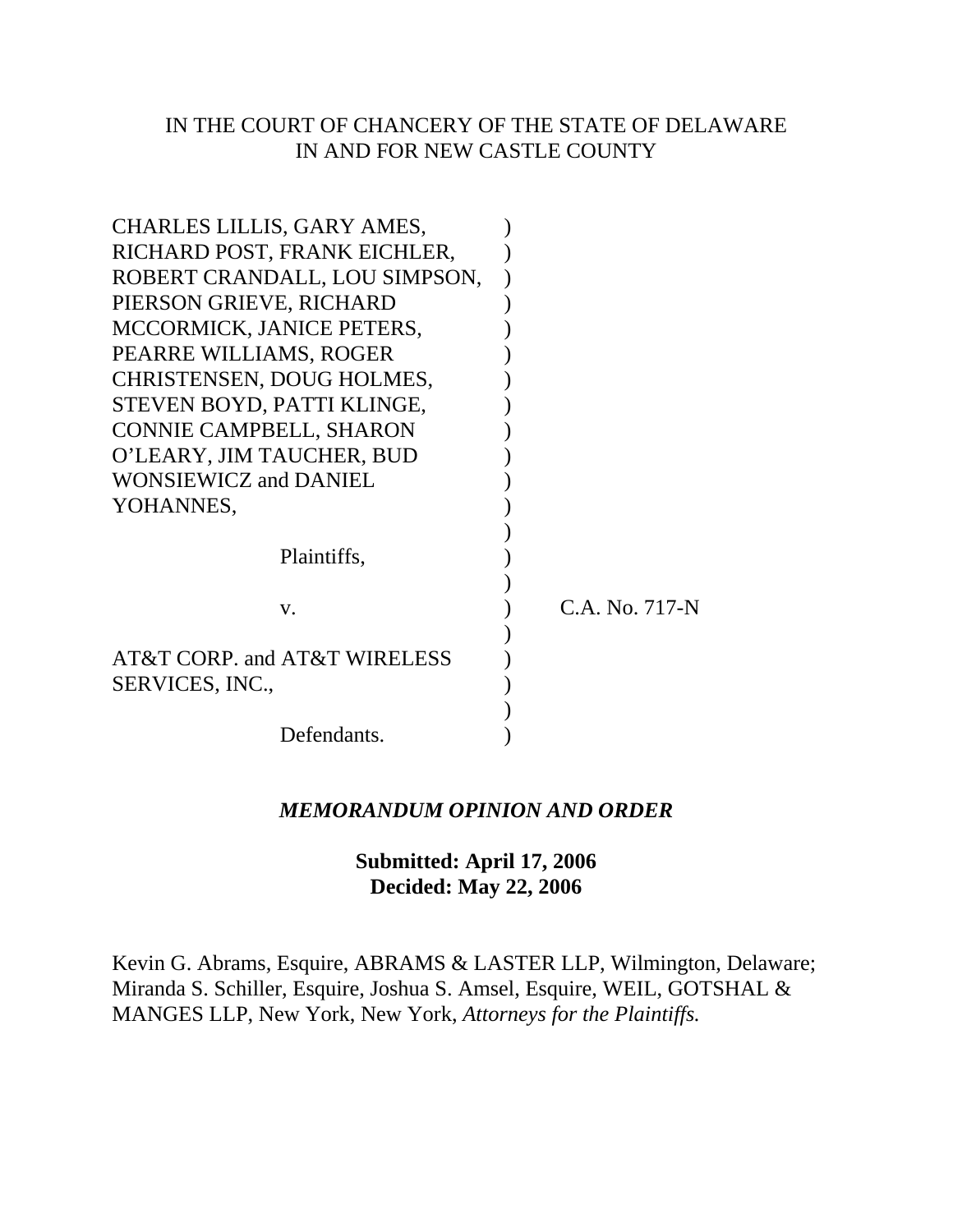IN THE COURT OF CHANCERY OF THE STATE OF DELAWARE
IN AND FOR NEW CASTLE COUNTY

CHARLES LILLIS, GARY AMES, RICHARD POST, FRANK EICHLER, ROBERT CRANDALL, LOU SIMPSON, PIERSON GRIEVE, RICHARD MCCORMICK, JANICE PETERS, PEARRE WILLIAMS, ROGER CHRISTENSEN, DOUG HOLMES, STEVEN BOYD, PATTI KLINGE, CONNIE CAMPBELL, SHARON O'LEARY, JIM TAUCHER, BUD WONSIEWICZ and DANIEL YOHANNES,

Plaintiffs,

v.

AT&T CORP. and AT&T WIRELESS SERVICES, INC.,

Defendants.

C.A. No. 717-N

***MEMORANDUM OPINION AND ORDER***

**Submitted: April 17, 2006**
**Decided: May 22, 2006**

Kevin G. Abrams, Esquire, ABRAMS & LASTER LLP, Wilmington, Delaware; Miranda S. Schiller, Esquire, Joshua S. Amsel, Esquire, WEIL, GOTSHAL & MANGES LLP, New York, New York, *Attorneys for the Plaintiffs.*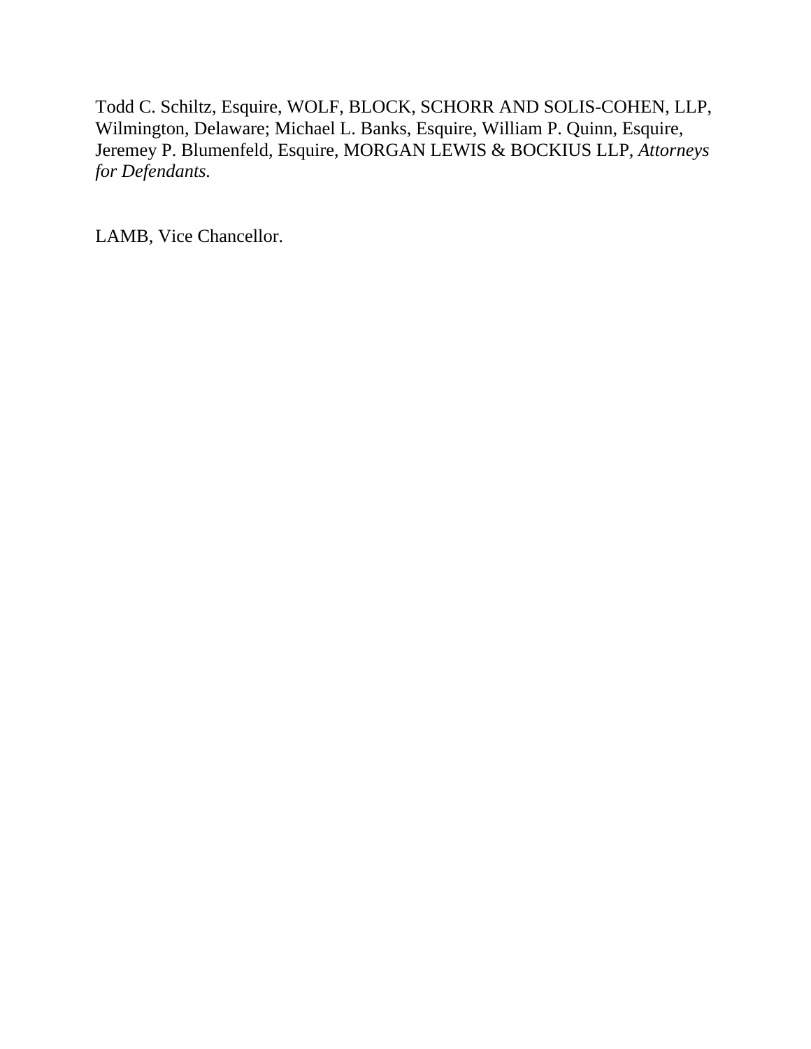Todd C. Schiltz, Esquire, WOLF, BLOCK, SCHORR AND SOLIS-COHEN, LLP, Wilmington, Delaware; Michael L. Banks, Esquire, William P. Quinn, Esquire, Jeremey P. Blumenfeld, Esquire, MORGAN LEWIS & BOCKIUS LLP, *Attorneys for Defendants.*

LAMB, Vice Chancellor.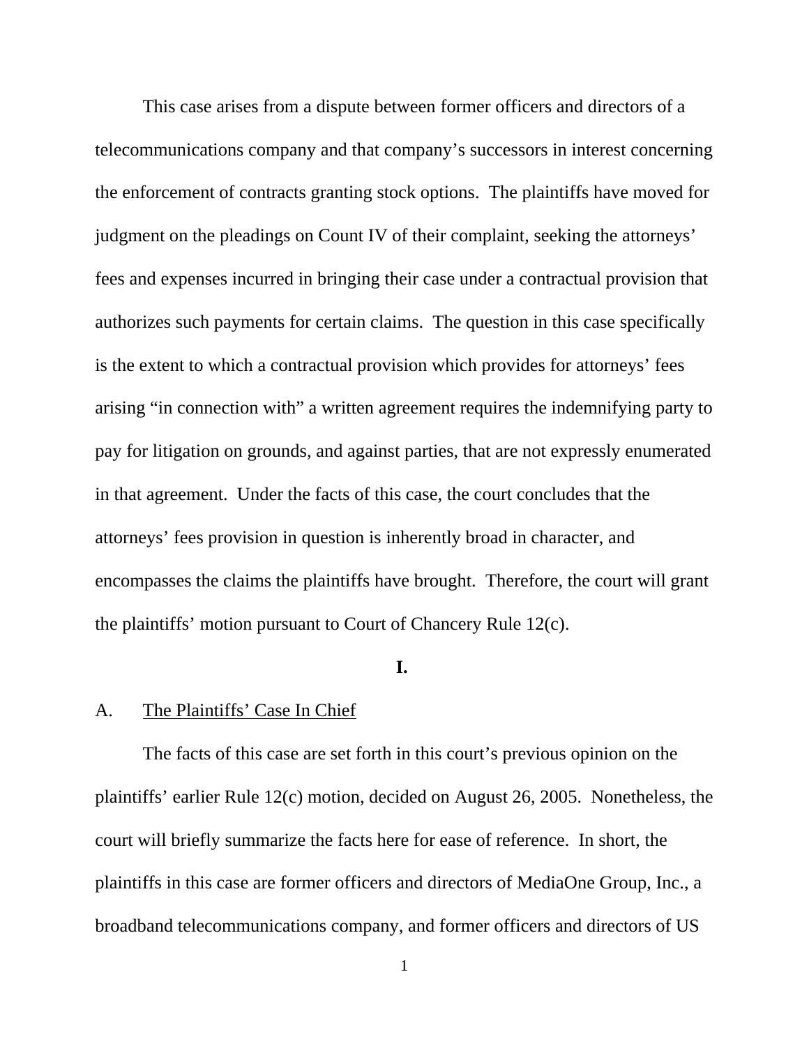This case arises from a dispute between former officers and directors of a telecommunications company and that company's successors in interest concerning the enforcement of contracts granting stock options. The plaintiffs have moved for judgment on the pleadings on Count IV of their complaint, seeking the attorneys' fees and expenses incurred in bringing their case under a contractual provision that authorizes such payments for certain claims. The question in this case specifically is the extent to which a contractual provision which provides for attorneys' fees arising "in connection with" a written agreement requires the indemnifying party to pay for litigation on grounds, and against parties, that are not expressly enumerated in that agreement. Under the facts of this case, the court concludes that the attorneys' fees provision in question is inherently broad in character, and encompasses the claims the plaintiffs have brought. Therefore, the court will grant the plaintiffs' motion pursuant to Court of Chancery Rule 12(c).

**I.**

A. The Plaintiffs' Case In Chief

The facts of this case are set forth in this court's previous opinion on the plaintiffs' earlier Rule 12(c) motion, decided on August 26, 2005. Nonetheless, the court will briefly summarize the facts here for ease of reference. In short, the plaintiffs in this case are former officers and directors of MediaOne Group, Inc., a broadband telecommunications company, and former officers and directors of US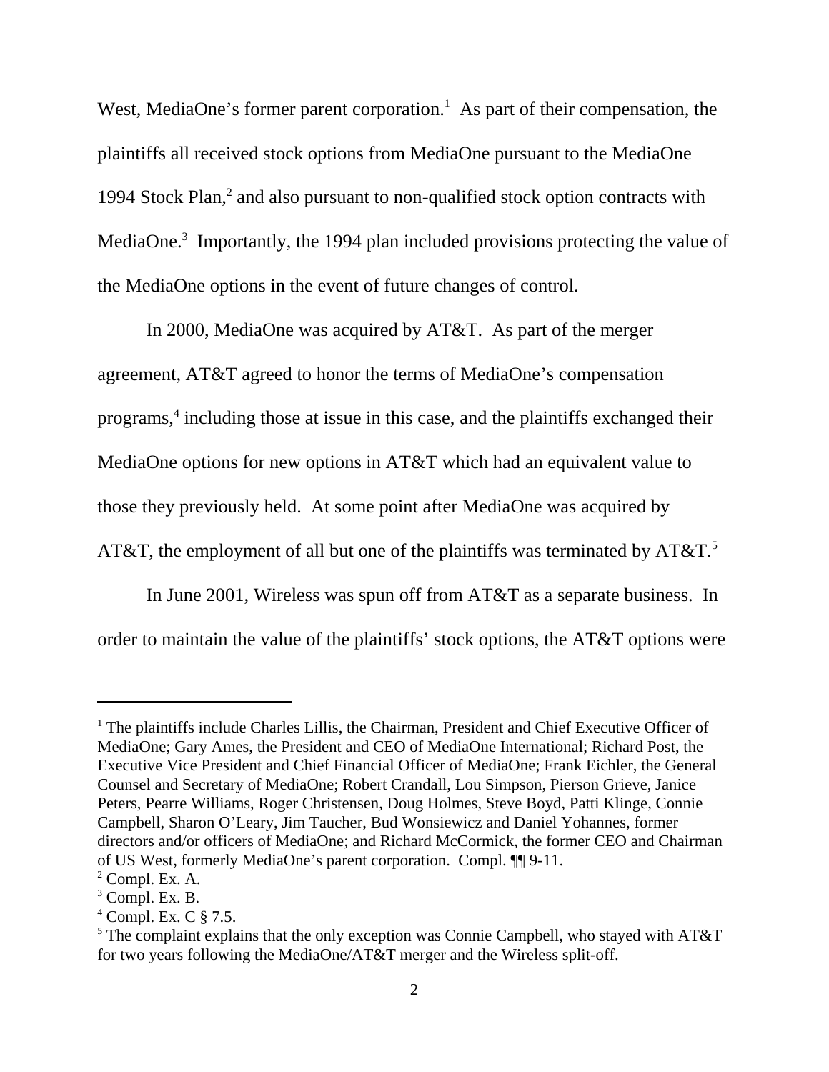West, MediaOne's former parent corporation.[1] As part of their compensation, the plaintiffs all received stock options from MediaOne pursuant to the MediaOne 1994 Stock Plan,[2] and also pursuant to non-qualified stock option contracts with MediaOne.[3] Importantly, the 1994 plan included provisions protecting the value of the MediaOne options in the event of future changes of control.

In 2000, MediaOne was acquired by AT&T. As part of the merger agreement, AT&T agreed to honor the terms of MediaOne's compensation programs,[4] including those at issue in this case, and the plaintiffs exchanged their MediaOne options for new options in AT&T which had an equivalent value to those they previously held. At some point after MediaOne was acquired by AT&T, the employment of all but one of the plaintiffs was terminated by AT&T.[5]

In June 2001, Wireless was spun off from AT&T as a separate business. In order to maintain the value of the plaintiffs' stock options, the AT&T options were

---

[1] The plaintiffs include Charles Lillis, the Chairman, President and Chief Executive Officer of MediaOne; Gary Ames, the President and CEO of MediaOne International; Richard Post, the Executive Vice President and Chief Financial Officer of MediaOne; Frank Eichler, the General Counsel and Secretary of MediaOne; Robert Crandall, Lou Simpson, Pierson Grieve, Janice Peters, Pearre Williams, Roger Christensen, Doug Holmes, Steve Boyd, Patti Klinge, Connie Campbell, Sharon O'Leary, Jim Taucher, Bud Wonsiewicz and Daniel Yohannes, former directors and/or officers of MediaOne; and Richard McCormick, the former CEO and Chairman of US West, formerly MediaOne's parent corporation. Compl. ¶¶ 9-11.

[2] Compl. Ex. A.

[3] Compl. Ex. B.

[4] Compl. Ex. C § 7.5.

[5] The complaint explains that the only exception was Connie Campbell, who stayed with AT&T for two years following the MediaOne/AT&T merger and the Wireless split-off.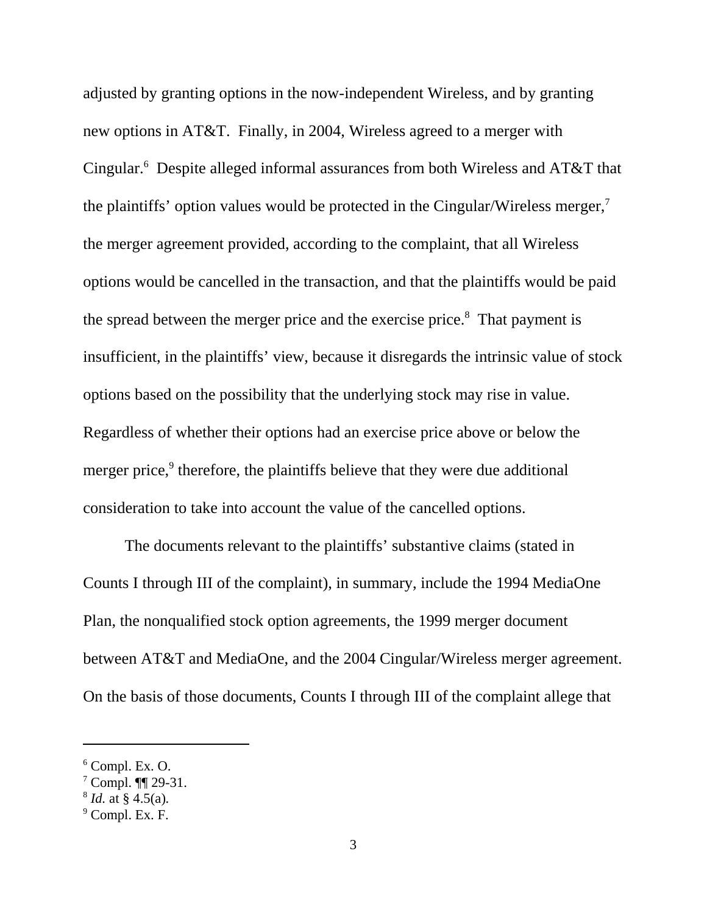adjusted by granting options in the now-independent Wireless, and by granting new options in AT&T. Finally, in 2004, Wireless agreed to a merger with Cingular.[6] Despite alleged informal assurances from both Wireless and AT&T that the plaintiffs' option values would be protected in the Cingular/Wireless merger,[7] the merger agreement provided, according to the complaint, that all Wireless options would be cancelled in the transaction, and that the plaintiffs would be paid the spread between the merger price and the exercise price.[8] That payment is insufficient, in the plaintiffs' view, because it disregards the intrinsic value of stock options based on the possibility that the underlying stock may rise in value. Regardless of whether their options had an exercise price above or below the merger price,[9] therefore, the plaintiffs believe that they were due additional consideration to take into account the value of the cancelled options.

The documents relevant to the plaintiffs' substantive claims (stated in Counts I through III of the complaint), in summary, include the 1994 MediaOne Plan, the nonqualified stock option agreements, the 1999 merger document between AT&T and MediaOne, and the 2004 Cingular/Wireless merger agreement. On the basis of those documents, Counts I through III of the complaint allege that

---

[6] Compl. Ex. O.

[7] Compl. ¶¶ 29-31.

[8] *Id.* at § 4.5(a).

[9] Compl. Ex. F.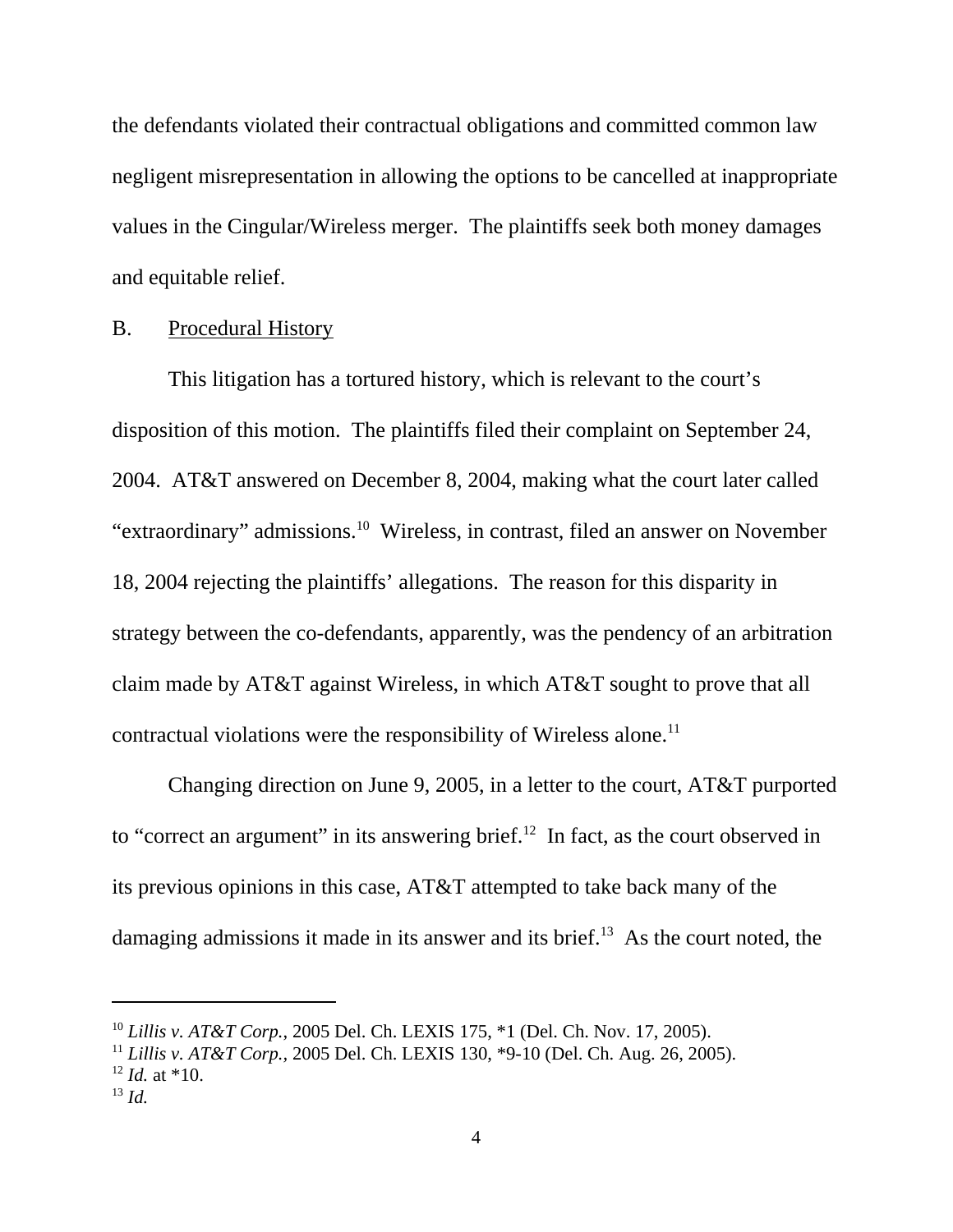the defendants violated their contractual obligations and committed common law negligent misrepresentation in allowing the options to be cancelled at inappropriate values in the Cingular/Wireless merger. The plaintiffs seek both money damages and equitable relief.

B. Procedural History

This litigation has a tortured history, which is relevant to the court's disposition of this motion. The plaintiffs filed their complaint on September 24, 2004. AT&T answered on December 8, 2004, making what the court later called "extraordinary" admissions.[10] Wireless, in contrast, filed an answer on November 18, 2004 rejecting the plaintiffs' allegations. The reason for this disparity in strategy between the co-defendants, apparently, was the pendency of an arbitration claim made by AT&T against Wireless, in which AT&T sought to prove that all contractual violations were the responsibility of Wireless alone.[11]

Changing direction on June 9, 2005, in a letter to the court, AT&T purported to "correct an argument" in its answering brief.[12] In fact, as the court observed in its previous opinions in this case, AT&T attempted to take back many of the damaging admissions it made in its answer and its brief.[13] As the court noted, the

---

[10] *Lillis v. AT&T Corp.*, 2005 Del. Ch. LEXIS 175, *1 (Del. Ch. Nov. 17, 2005).
[11] *Lillis v. AT&T Corp.*, 2005 Del. Ch. LEXIS 130, *9-10 (Del. Ch. Aug. 26, 2005).
[12] *Id.* at *10.
[13] *Id.*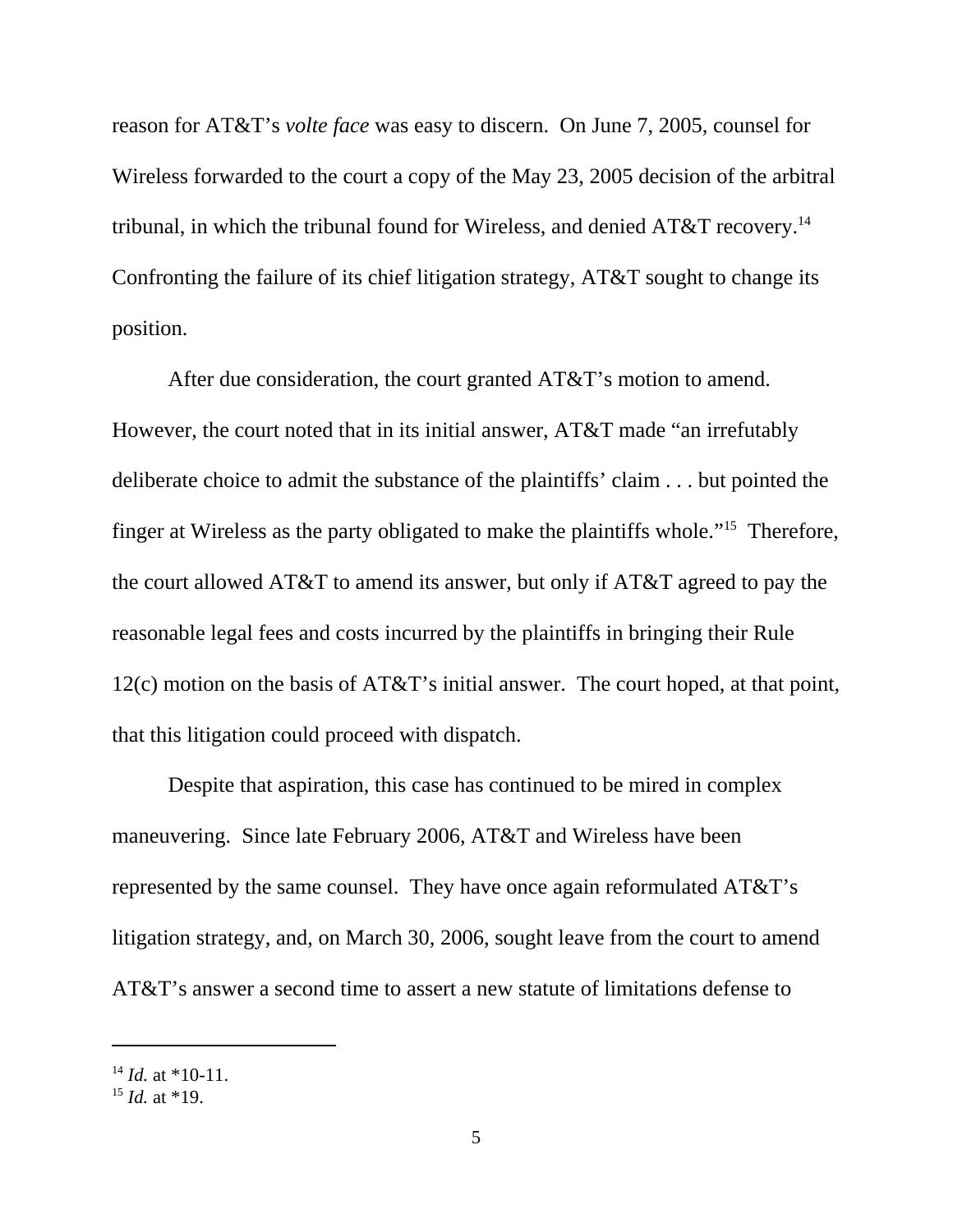reason for AT&T's *volte face* was easy to discern. On June 7, 2005, counsel for Wireless forwarded to the court a copy of the May 23, 2005 decision of the arbitral tribunal, in which the tribunal found for Wireless, and denied AT&T recovery.[14] Confronting the failure of its chief litigation strategy, AT&T sought to change its position.

After due consideration, the court granted AT&T's motion to amend. However, the court noted that in its initial answer, AT&T made "an irrefutably deliberate choice to admit the substance of the plaintiffs' claim . . . but pointed the finger at Wireless as the party obligated to make the plaintiffs whole."[15] Therefore, the court allowed AT&T to amend its answer, but only if AT&T agreed to pay the reasonable legal fees and costs incurred by the plaintiffs in bringing their Rule 12(c) motion on the basis of AT&T's initial answer. The court hoped, at that point, that this litigation could proceed with dispatch.

Despite that aspiration, this case has continued to be mired in complex maneuvering. Since late February 2006, AT&T and Wireless have been represented by the same counsel. They have once again reformulated AT&T's litigation strategy, and, on March 30, 2006, sought leave from the court to amend AT&T's answer a second time to assert a new statute of limitations defense to

---

[14] *Id.* at *10-11.

[15] *Id.* at *19.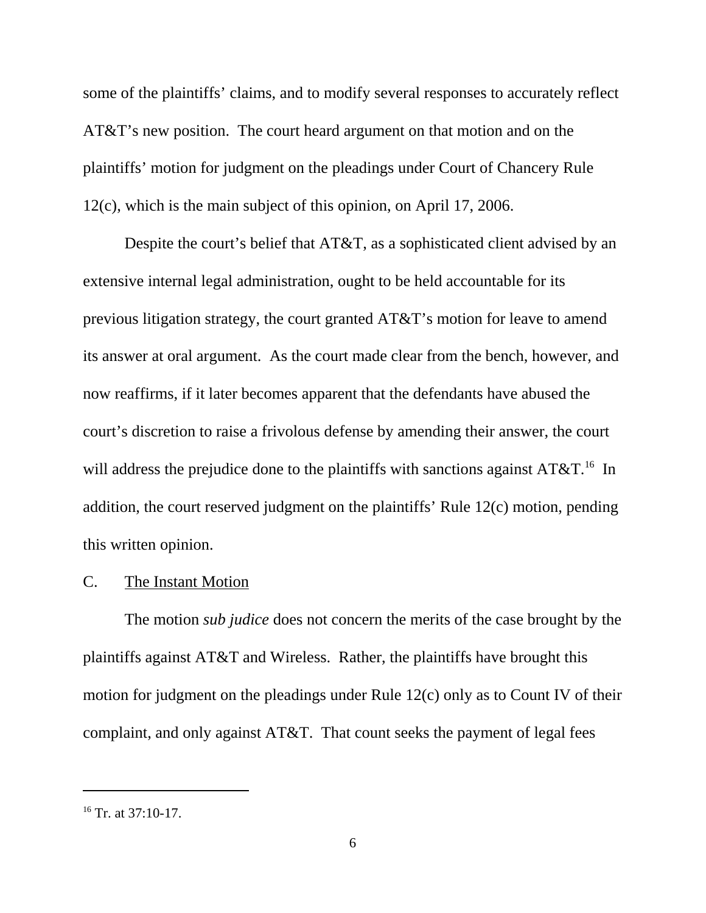some of the plaintiffs' claims, and to modify several responses to accurately reflect AT&T's new position. The court heard argument on that motion and on the plaintiffs' motion for judgment on the pleadings under Court of Chancery Rule 12(c), which is the main subject of this opinion, on April 17, 2006.

Despite the court's belief that AT&T, as a sophisticated client advised by an extensive internal legal administration, ought to be held accountable for its previous litigation strategy, the court granted AT&T's motion for leave to amend its answer at oral argument. As the court made clear from the bench, however, and now reaffirms, if it later becomes apparent that the defendants have abused the court's discretion to raise a frivolous defense by amending their answer, the court will address the prejudice done to the plaintiffs with sanctions against AT&T.[16] In addition, the court reserved judgment on the plaintiffs' Rule 12(c) motion, pending this written opinion.

C. The Instant Motion

The motion *sub judice* does not concern the merits of the case brought by the plaintiffs against AT&T and Wireless. Rather, the plaintiffs have brought this motion for judgment on the pleadings under Rule 12(c) only as to Count IV of their complaint, and only against AT&T. That count seeks the payment of legal fees

---

[16] Tr. at 37:10-17.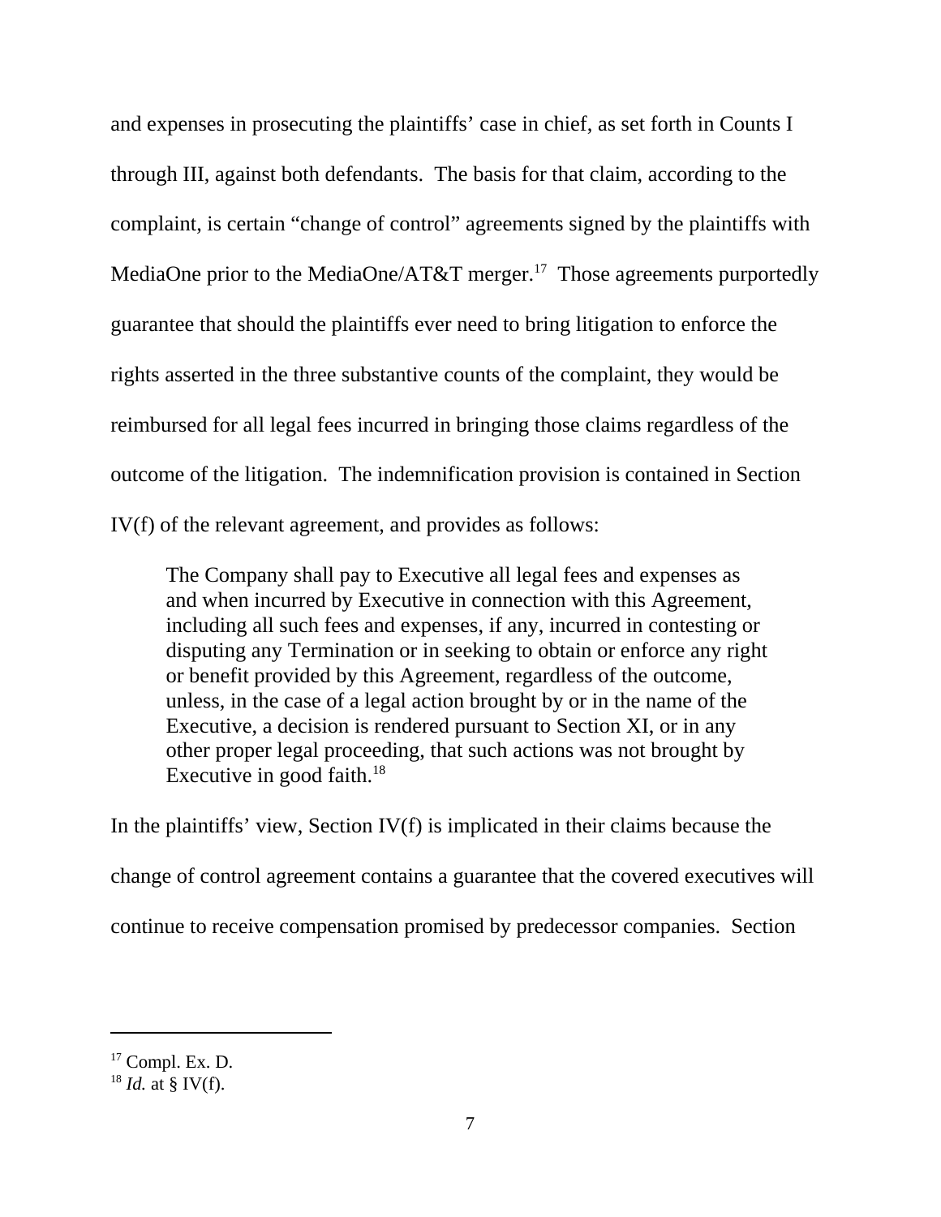and expenses in prosecuting the plaintiffs' case in chief, as set forth in Counts I through III, against both defendants. The basis for that claim, according to the complaint, is certain "change of control" agreements signed by the plaintiffs with MediaOne prior to the MediaOne/AT&T merger.[17] Those agreements purportedly guarantee that should the plaintiffs ever need to bring litigation to enforce the rights asserted in the three substantive counts of the complaint, they would be reimbursed for all legal fees incurred in bringing those claims regardless of the outcome of the litigation. The indemnification provision is contained in Section IV(f) of the relevant agreement, and provides as follows:

> The Company shall pay to Executive all legal fees and expenses as and when incurred by Executive in connection with this Agreement, including all such fees and expenses, if any, incurred in contesting or disputing any Termination or in seeking to obtain or enforce any right or benefit provided by this Agreement, regardless of the outcome, unless, in the case of a legal action brought by or in the name of the Executive, a decision is rendered pursuant to Section XI, or in any other proper legal proceeding, that such actions was not brought by Executive in good faith.[18]

In the plaintiffs' view, Section IV(f) is implicated in their claims because the change of control agreement contains a guarantee that the covered executives will continue to receive compensation promised by predecessor companies. Section

---

[17] Compl. Ex. D.

[18] *Id.* at § IV(f).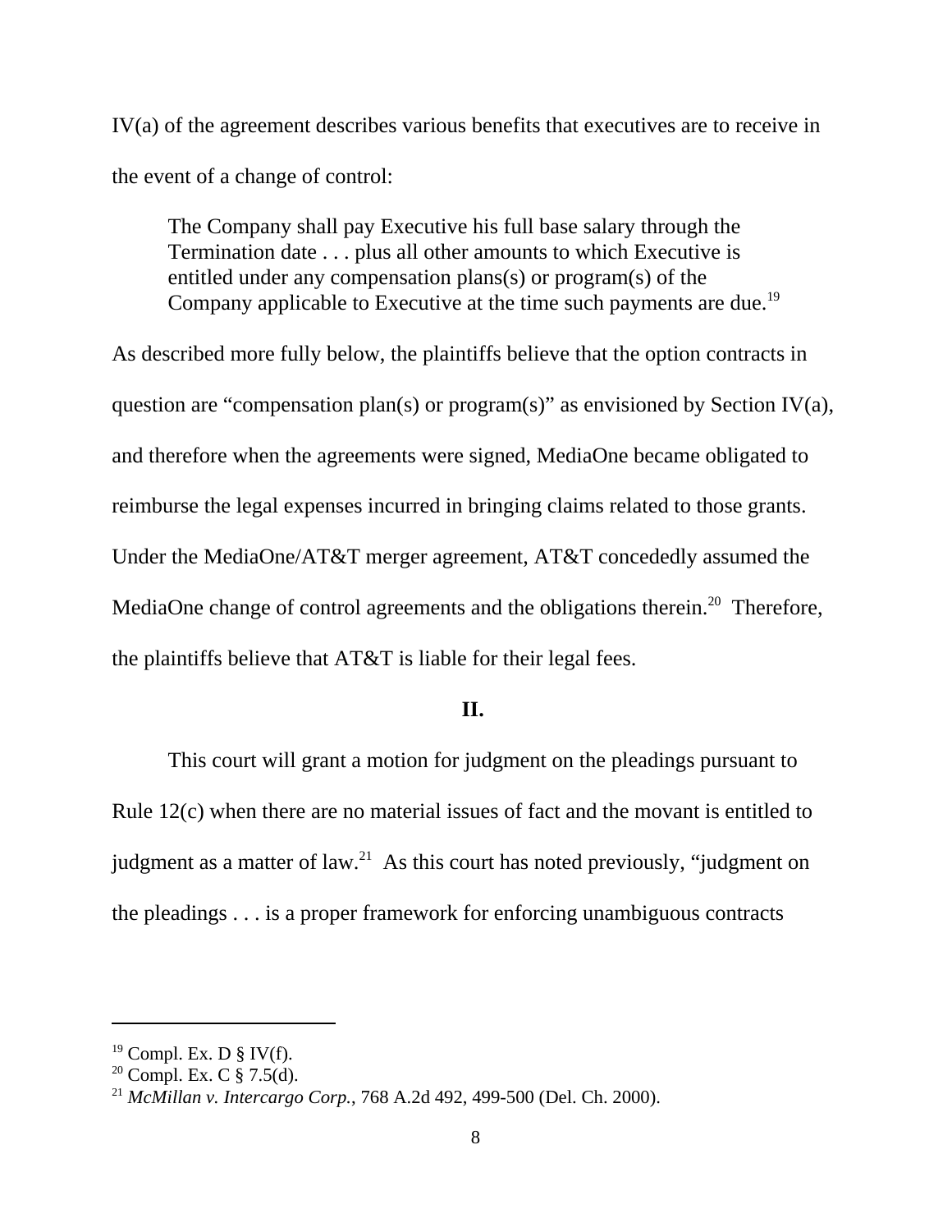IV(a) of the agreement describes various benefits that executives are to receive in the event of a change of control:

> The Company shall pay Executive his full base salary through the Termination date . . . plus all other amounts to which Executive is entitled under any compensation plans(s) or program(s) of the Company applicable to Executive at the time such payments are due.[19]

As described more fully below, the plaintiffs believe that the option contracts in question are "compensation plan(s) or program(s)" as envisioned by Section IV(a), and therefore when the agreements were signed, MediaOne became obligated to reimburse the legal expenses incurred in bringing claims related to those grants. Under the MediaOne/AT&T merger agreement, AT&T concededly assumed the MediaOne change of control agreements and the obligations therein.[20] Therefore, the plaintiffs believe that AT&T is liable for their legal fees.

## II.

This court will grant a motion for judgment on the pleadings pursuant to Rule 12(c) when there are no material issues of fact and the movant is entitled to judgment as a matter of law.[21] As this court has noted previously, "judgment on the pleadings . . . is a proper framework for enforcing unambiguous contracts

---

[19] Compl. Ex. D § IV(f).
[20] Compl. Ex. C § 7.5(d).
[21] *McMillan v. Intercargo Corp.*, 768 A.2d 492, 499-500 (Del. Ch. 2000).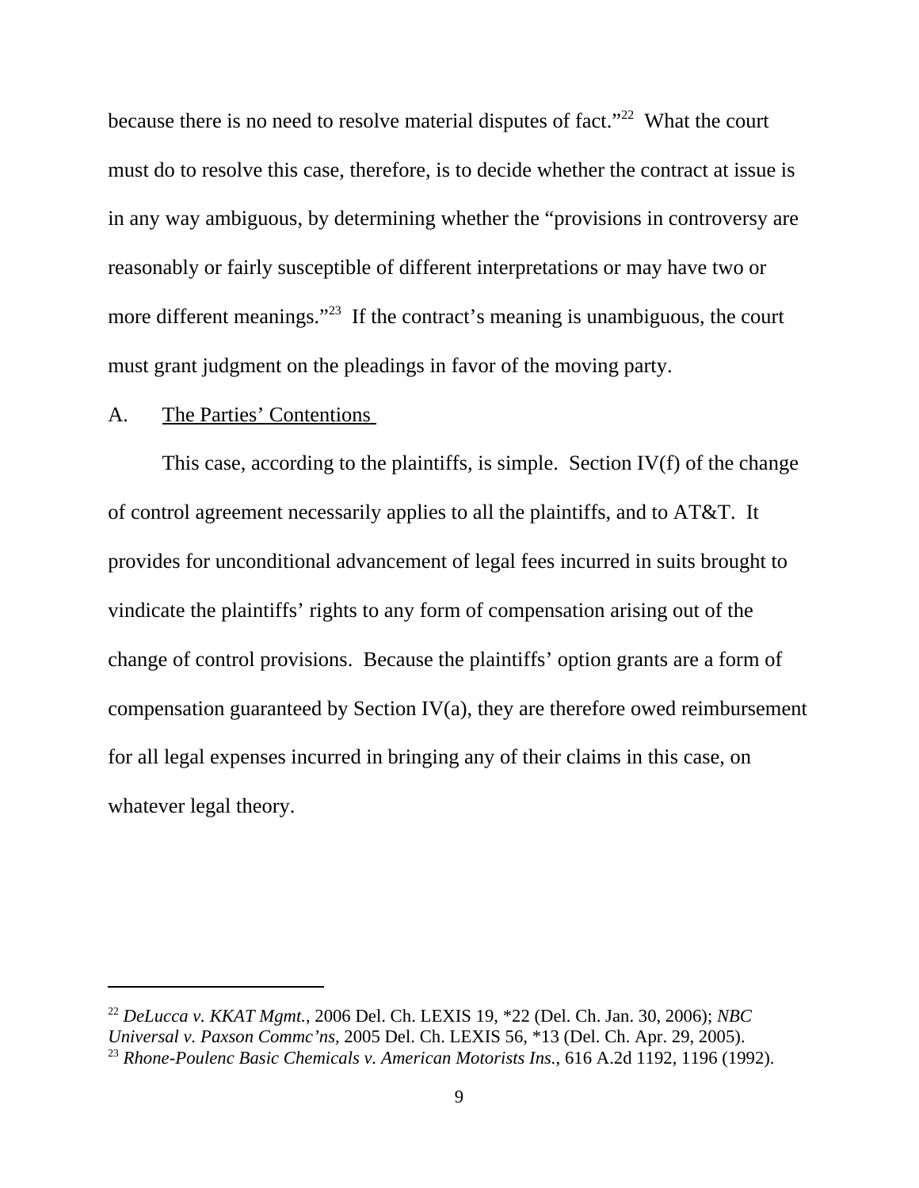because there is no need to resolve material disputes of fact."[22] What the court must do to resolve this case, therefore, is to decide whether the contract at issue is in any way ambiguous, by determining whether the "provisions in controversy are reasonably or fairly susceptible of different interpretations or may have two or more different meanings."[23] If the contract's meaning is unambiguous, the court must grant judgment on the pleadings in favor of the moving party.

A. The Parties' Contentions

This case, according to the plaintiffs, is simple. Section IV(f) of the change of control agreement necessarily applies to all the plaintiffs, and to AT&T. It provides for unconditional advancement of legal fees incurred in suits brought to vindicate the plaintiffs' rights to any form of compensation arising out of the change of control provisions. Because the plaintiffs' option grants are a form of compensation guaranteed by Section IV(a), they are therefore owed reimbursement for all legal expenses incurred in bringing any of their claims in this case, on whatever legal theory.

---

[22] *DeLucca v. KKAT Mgmt.*, 2006 Del. Ch. LEXIS 19, *22 (Del. Ch. Jan. 30, 2006); *NBC Universal v. Paxson Commc'ns*, 2005 Del. Ch. LEXIS 56, *13 (Del. Ch. Apr. 29, 2005).

[23] *Rhone-Poulenc Basic Chemicals v. American Motorists Ins.*, 616 A.2d 1192, 1196 (1992).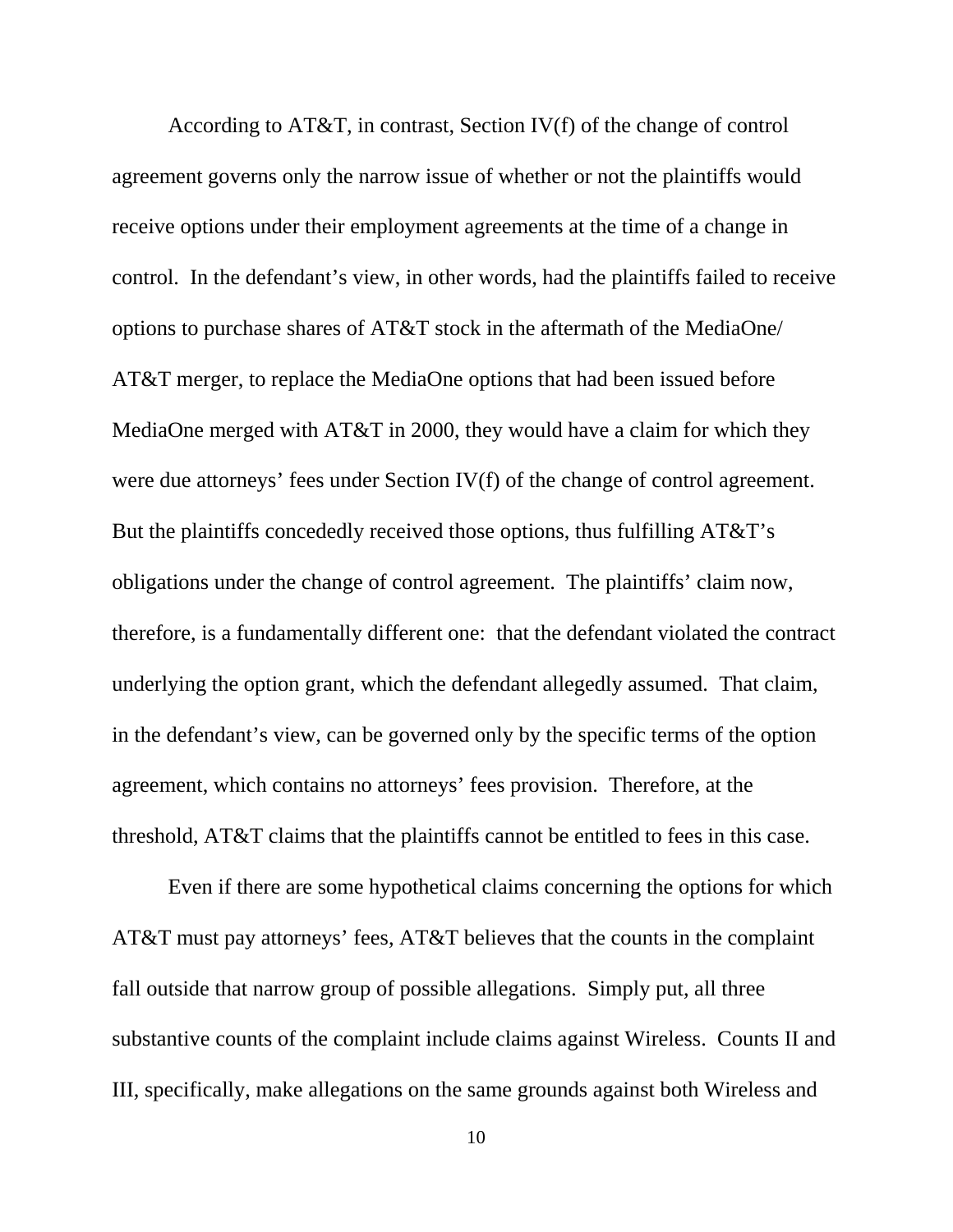According to AT&T, in contrast, Section IV(f) of the change of control agreement governs only the narrow issue of whether or not the plaintiffs would receive options under their employment agreements at the time of a change in control. In the defendant's view, in other words, had the plaintiffs failed to receive options to purchase shares of AT&T stock in the aftermath of the MediaOne/AT&T merger, to replace the MediaOne options that had been issued before MediaOne merged with AT&T in 2000, they would have a claim for which they were due attorneys' fees under Section IV(f) of the change of control agreement. But the plaintiffs concededly received those options, thus fulfilling AT&T's obligations under the change of control agreement. The plaintiffs' claim now, therefore, is a fundamentally different one: that the defendant violated the contract underlying the option grant, which the defendant allegedly assumed. That claim, in the defendant's view, can be governed only by the specific terms of the option agreement, which contains no attorneys' fees provision. Therefore, at the threshold, AT&T claims that the plaintiffs cannot be entitled to fees in this case.

Even if there are some hypothetical claims concerning the options for which AT&T must pay attorneys' fees, AT&T believes that the counts in the complaint fall outside that narrow group of possible allegations. Simply put, all three substantive counts of the complaint include claims against Wireless. Counts II and III, specifically, make allegations on the same grounds against both Wireless and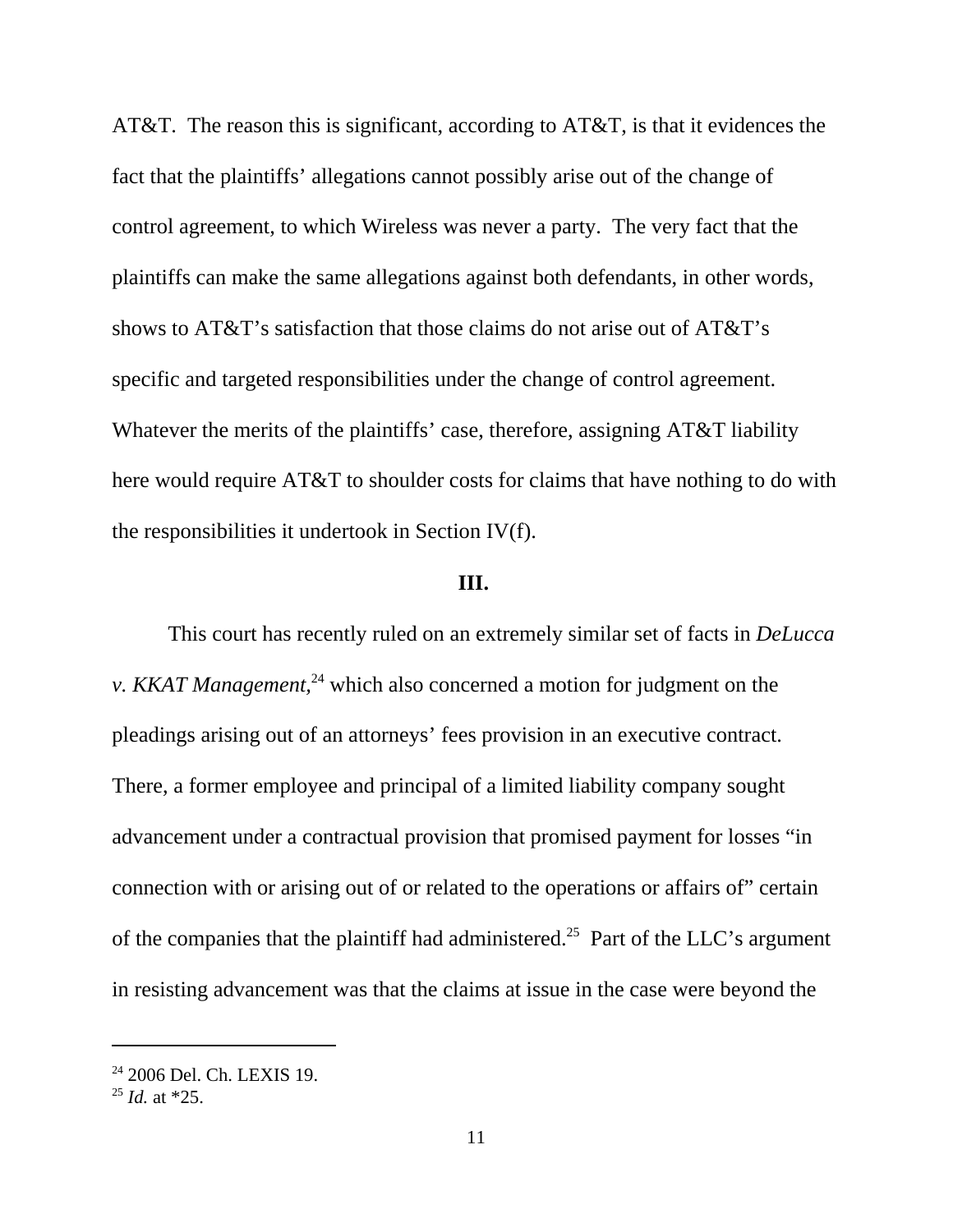AT&T. The reason this is significant, according to AT&T, is that it evidences the fact that the plaintiffs' allegations cannot possibly arise out of the change of control agreement, to which Wireless was never a party. The very fact that the plaintiffs can make the same allegations against both defendants, in other words, shows to AT&T's satisfaction that those claims do not arise out of AT&T's specific and targeted responsibilities under the change of control agreement. Whatever the merits of the plaintiffs' case, therefore, assigning AT&T liability here would require AT&T to shoulder costs for claims that have nothing to do with the responsibilities it undertook in Section IV(f).

## III.

This court has recently ruled on an extremely similar set of facts in *DeLucca v. KKAT Management,*[24] which also concerned a motion for judgment on the pleadings arising out of an attorneys' fees provision in an executive contract. There, a former employee and principal of a limited liability company sought advancement under a contractual provision that promised payment for losses "in connection with or arising out of or related to the operations or affairs of" certain of the companies that the plaintiff had administered.[25] Part of the LLC's argument in resisting advancement was that the claims at issue in the case were beyond the

---

[24] 2006 Del. Ch. LEXIS 19.

[25] *Id.* at *25.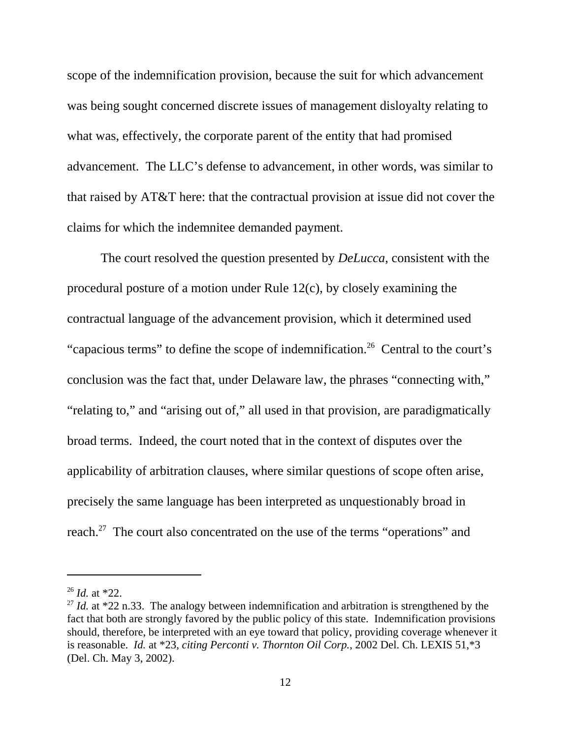scope of the indemnification provision, because the suit for which advancement was being sought concerned discrete issues of management disloyalty relating to what was, effectively, the corporate parent of the entity that had promised advancement. The LLC's defense to advancement, in other words, was similar to that raised by AT&T here: that the contractual provision at issue did not cover the claims for which the indemnitee demanded payment.

The court resolved the question presented by *DeLucca*, consistent with the procedural posture of a motion under Rule 12(c), by closely examining the contractual language of the advancement provision, which it determined used "capacious terms" to define the scope of indemnification.[26] Central to the court's conclusion was the fact that, under Delaware law, the phrases "connecting with," "relating to," and "arising out of," all used in that provision, are paradigmatically broad terms. Indeed, the court noted that in the context of disputes over the applicability of arbitration clauses, where similar questions of scope often arise, precisely the same language has been interpreted as unquestionably broad in reach.[27] The court also concentrated on the use of the terms "operations" and

---

[26] *Id.* at *22.

[27] *Id.* at *22 n.33. The analogy between indemnification and arbitration is strengthened by the fact that both are strongly favored by the public policy of this state. Indemnification provisions should, therefore, be interpreted with an eye toward that policy, providing coverage whenever it is reasonable. *Id.* at *23, *citing Perconti v. Thornton Oil Corp.*, 2002 Del. Ch. LEXIS 51,*3 (Del. Ch. May 3, 2002).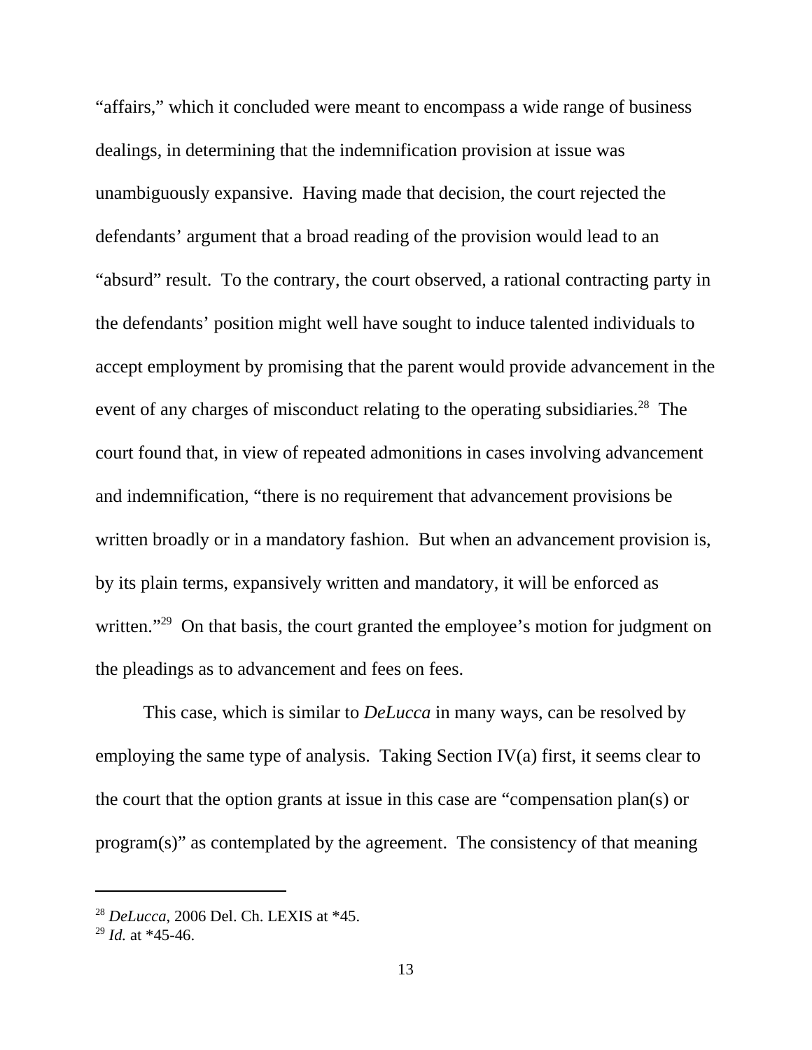"affairs," which it concluded were meant to encompass a wide range of business dealings, in determining that the indemnification provision at issue was unambiguously expansive. Having made that decision, the court rejected the defendants' argument that a broad reading of the provision would lead to an "absurd" result. To the contrary, the court observed, a rational contracting party in the defendants' position might well have sought to induce talented individuals to accept employment by promising that the parent would provide advancement in the event of any charges of misconduct relating to the operating subsidiaries.[28] The court found that, in view of repeated admonitions in cases involving advancement and indemnification, "there is no requirement that advancement provisions be written broadly or in a mandatory fashion. But when an advancement provision is, by its plain terms, expansively written and mandatory, it will be enforced as written."[29] On that basis, the court granted the employee's motion for judgment on the pleadings as to advancement and fees on fees.

This case, which is similar to *DeLucca* in many ways, can be resolved by employing the same type of analysis. Taking Section IV(a) first, it seems clear to the court that the option grants at issue in this case are "compensation plan(s) or program(s)" as contemplated by the agreement. The consistency of that meaning

---

[28] *DeLucca*, 2006 Del. Ch. LEXIS at *45.

[29] *Id.* at *45-46.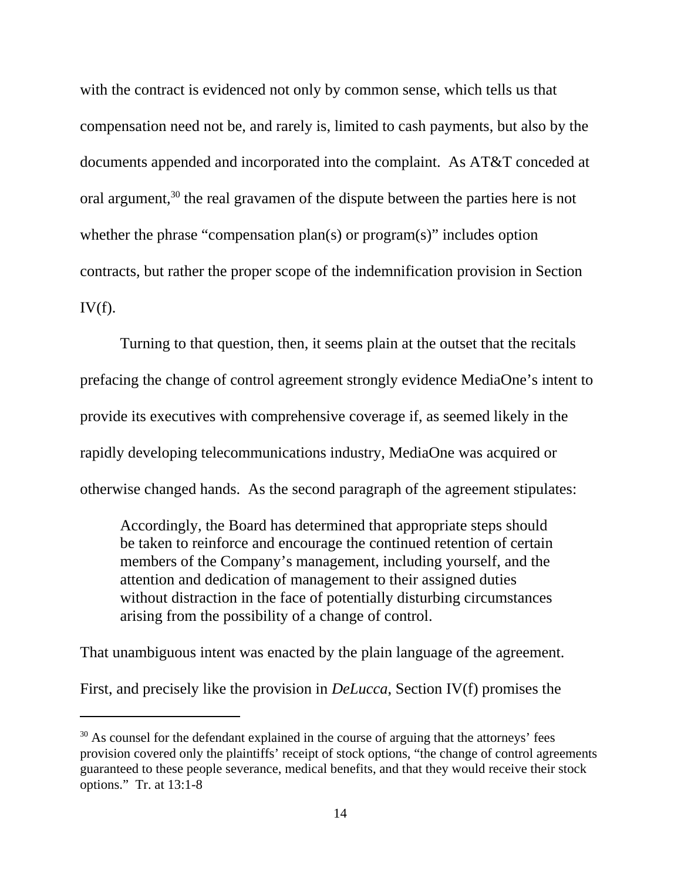with the contract is evidenced not only by common sense, which tells us that compensation need not be, and rarely is, limited to cash payments, but also by the documents appended and incorporated into the complaint. As AT&T conceded at oral argument,[30] the real gravamen of the dispute between the parties here is not whether the phrase "compensation plan(s) or program(s)" includes option contracts, but rather the proper scope of the indemnification provision in Section IV(f).

Turning to that question, then, it seems plain at the outset that the recitals prefacing the change of control agreement strongly evidence MediaOne's intent to provide its executives with comprehensive coverage if, as seemed likely in the rapidly developing telecommunications industry, MediaOne was acquired or otherwise changed hands. As the second paragraph of the agreement stipulates:

> Accordingly, the Board has determined that appropriate steps should be taken to reinforce and encourage the continued retention of certain members of the Company's management, including yourself, and the attention and dedication of management to their assigned duties without distraction in the face of potentially disturbing circumstances arising from the possibility of a change of control.

That unambiguous intent was enacted by the plain language of the agreement. First, and precisely like the provision in *DeLucca*, Section IV(f) promises the

---

[30] As counsel for the defendant explained in the course of arguing that the attorneys' fees provision covered only the plaintiffs' receipt of stock options, "the change of control agreements guaranteed to these people severance, medical benefits, and that they would receive their stock options." Tr. at 13:1-8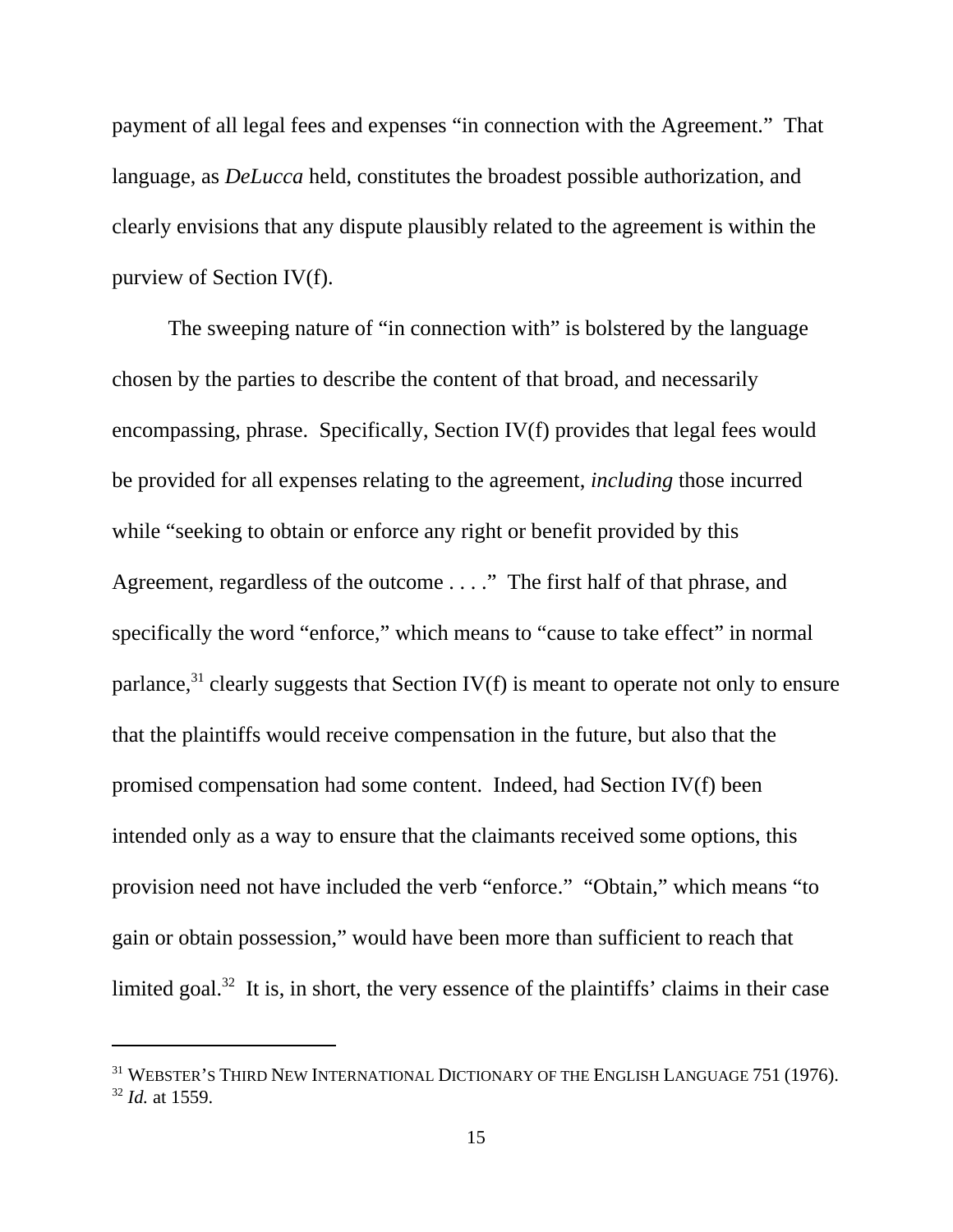payment of all legal fees and expenses "in connection with the Agreement." That language, as *DeLucca* held, constitutes the broadest possible authorization, and clearly envisions that any dispute plausibly related to the agreement is within the purview of Section IV(f).

The sweeping nature of "in connection with" is bolstered by the language chosen by the parties to describe the content of that broad, and necessarily encompassing, phrase. Specifically, Section IV(f) provides that legal fees would be provided for all expenses relating to the agreement, *including* those incurred while "seeking to obtain or enforce any right or benefit provided by this Agreement, regardless of the outcome . . . ." The first half of that phrase, and specifically the word "enforce," which means to "cause to take effect" in normal parlance,[31] clearly suggests that Section IV(f) is meant to operate not only to ensure that the plaintiffs would receive compensation in the future, but also that the promised compensation had some content. Indeed, had Section IV(f) been intended only as a way to ensure that the claimants received some options, this provision need not have included the verb "enforce." "Obtain," which means "to gain or obtain possession," would have been more than sufficient to reach that limited goal.[32] It is, in short, the very essence of the plaintiffs' claims in their case

---

[31] WEBSTER'S THIRD NEW INTERNATIONAL DICTIONARY OF THE ENGLISH LANGUAGE 751 (1976).
[32] *Id.* at 1559.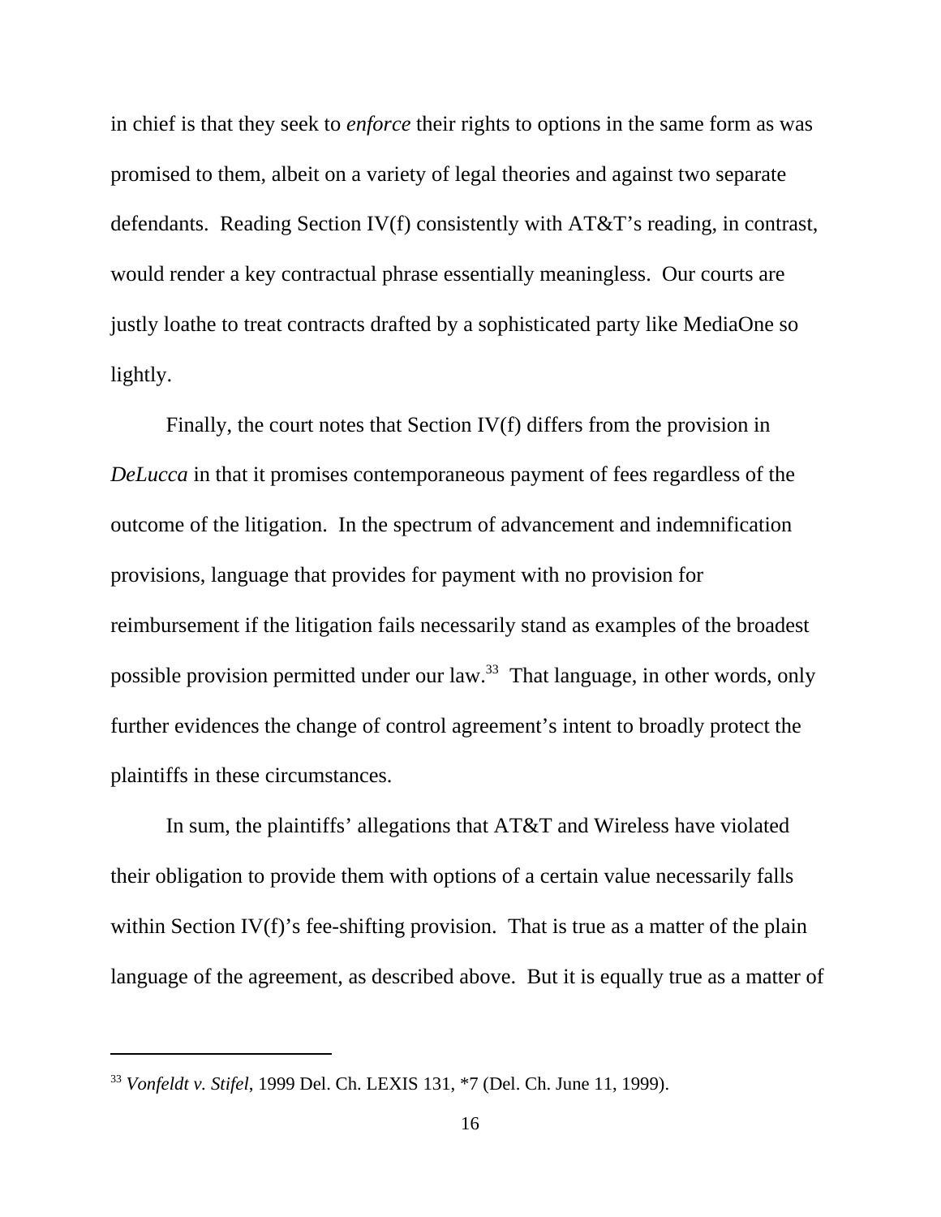in chief is that they seek to *enforce* their rights to options in the same form as was promised to them, albeit on a variety of legal theories and against two separate defendants. Reading Section IV(f) consistently with AT&T's reading, in contrast, would render a key contractual phrase essentially meaningless. Our courts are justly loathe to treat contracts drafted by a sophisticated party like MediaOne so lightly.

Finally, the court notes that Section IV(f) differs from the provision in *DeLucca* in that it promises contemporaneous payment of fees regardless of the outcome of the litigation. In the spectrum of advancement and indemnification provisions, language that provides for payment with no provision for reimbursement if the litigation fails necessarily stand as examples of the broadest possible provision permitted under our law.[33] That language, in other words, only further evidences the change of control agreement's intent to broadly protect the plaintiffs in these circumstances.

In sum, the plaintiffs' allegations that AT&T and Wireless have violated their obligation to provide them with options of a certain value necessarily falls within Section IV(f)'s fee-shifting provision. That is true as a matter of the plain language of the agreement, as described above. But it is equally true as a matter of

---

[33] *Vonfeldt v. Stifel*, 1999 Del. Ch. LEXIS 131, *7 (Del. Ch. June 11, 1999).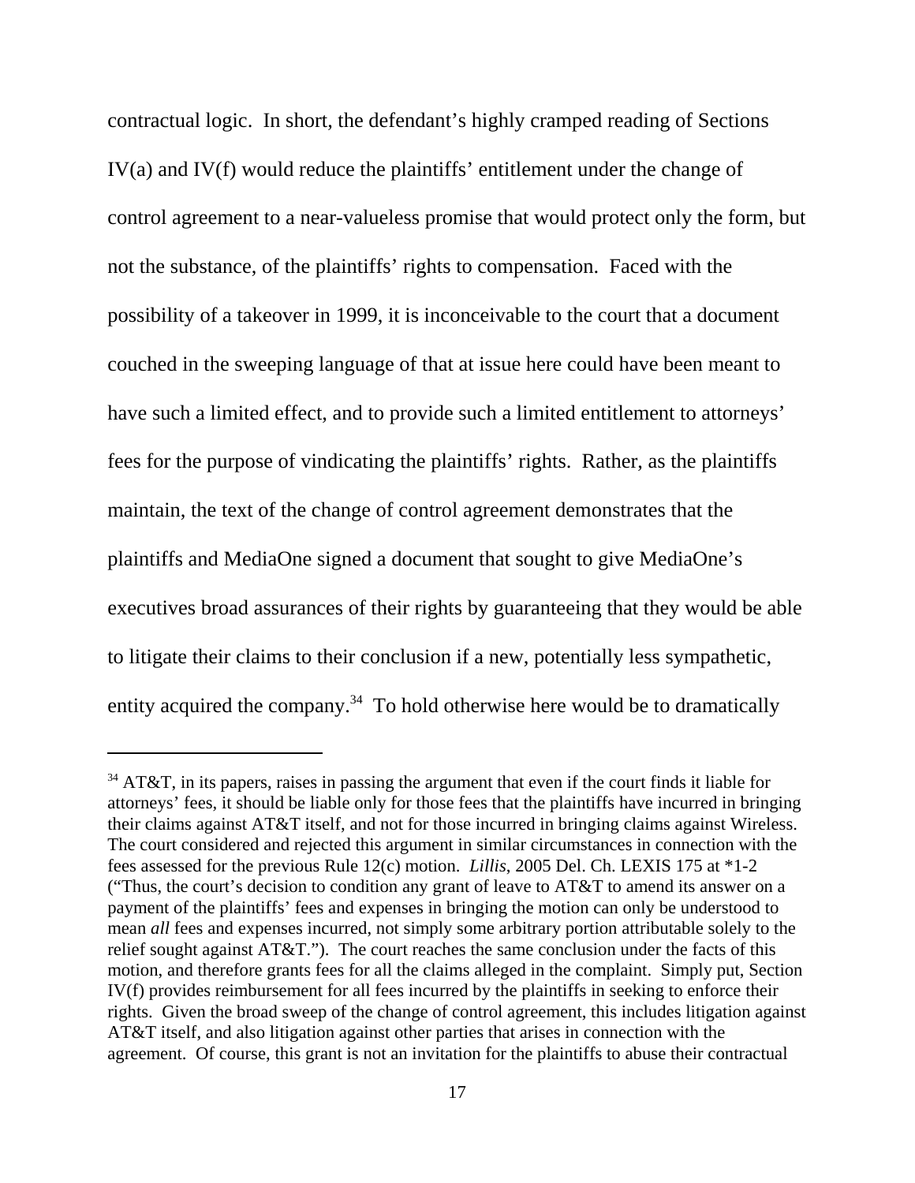contractual logic. In short, the defendant's highly cramped reading of Sections IV(a) and IV(f) would reduce the plaintiffs' entitlement under the change of control agreement to a near-valueless promise that would protect only the form, but not the substance, of the plaintiffs' rights to compensation. Faced with the possibility of a takeover in 1999, it is inconceivable to the court that a document couched in the sweeping language of that at issue here could have been meant to have such a limited effect, and to provide such a limited entitlement to attorneys' fees for the purpose of vindicating the plaintiffs' rights. Rather, as the plaintiffs maintain, the text of the change of control agreement demonstrates that the plaintiffs and MediaOne signed a document that sought to give MediaOne's executives broad assurances of their rights by guaranteeing that they would be able to litigate their claims to their conclusion if a new, potentially less sympathetic, entity acquired the company.[34] To hold otherwise here would be to dramatically

---

[34] AT&T, in its papers, raises in passing the argument that even if the court finds it liable for attorneys' fees, it should be liable only for those fees that the plaintiffs have incurred in bringing their claims against AT&T itself, and not for those incurred in bringing claims against Wireless. The court considered and rejected this argument in similar circumstances in connection with the fees assessed for the previous Rule 12(c) motion. *Lillis*, 2005 Del. Ch. LEXIS 175 at *1-2 ("Thus, the court's decision to condition any grant of leave to AT&T to amend its answer on a payment of the plaintiffs' fees and expenses in bringing the motion can only be understood to mean *all* fees and expenses incurred, not simply some arbitrary portion attributable solely to the relief sought against AT&T."). The court reaches the same conclusion under the facts of this motion, and therefore grants fees for all the claims alleged in the complaint. Simply put, Section IV(f) provides reimbursement for all fees incurred by the plaintiffs in seeking to enforce their rights. Given the broad sweep of the change of control agreement, this includes litigation against AT&T itself, and also litigation against other parties that arises in connection with the agreement. Of course, this grant is not an invitation for the plaintiffs to abuse their contractual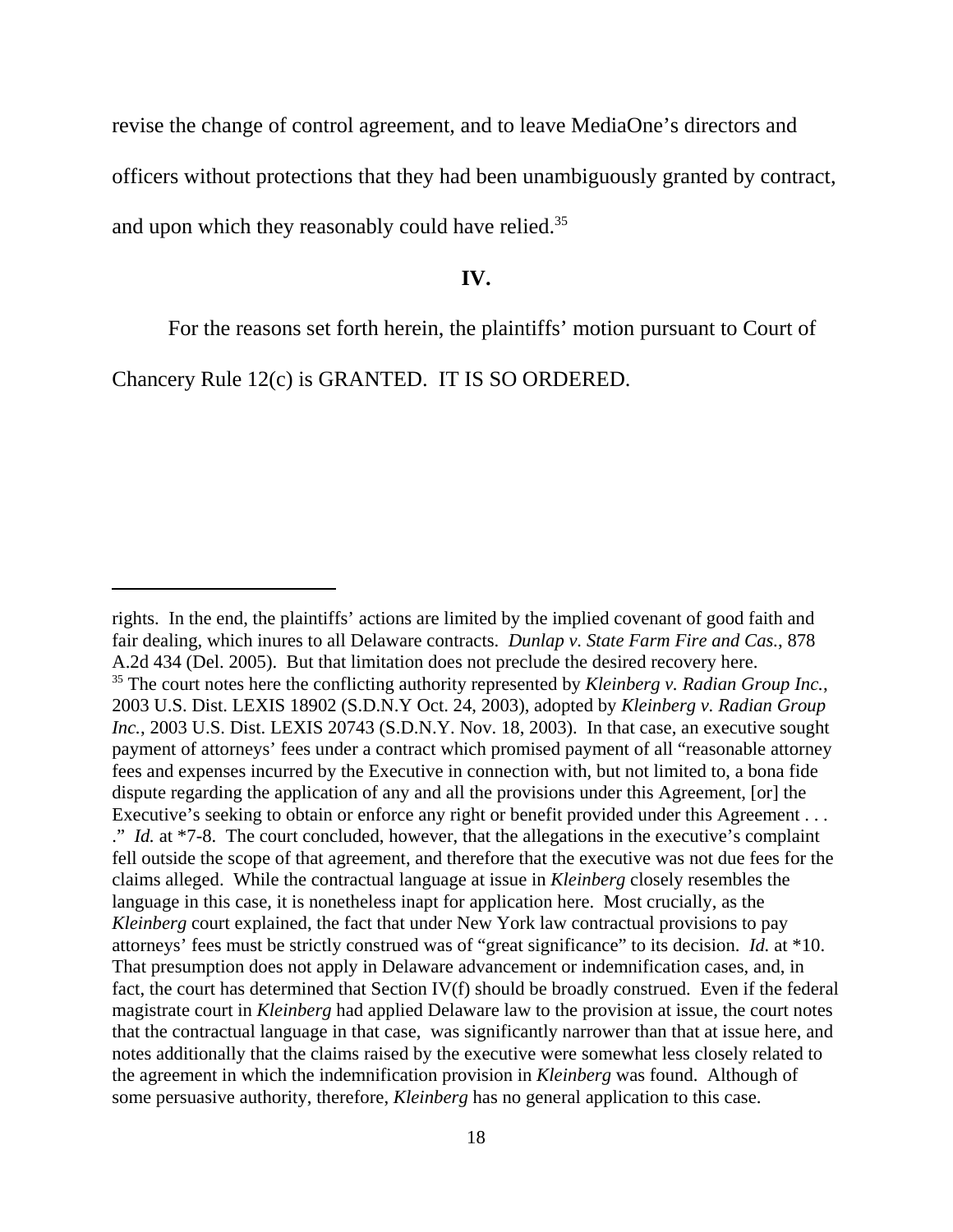revise the change of control agreement, and to leave MediaOne's directors and officers without protections that they had been unambiguously granted by contract, and upon which they reasonably could have relied.[35]

**IV.**

For the reasons set forth herein, the plaintiffs' motion pursuant to Court of Chancery Rule 12(c) is GRANTED. IT IS SO ORDERED.

---

rights. In the end, the plaintiffs' actions are limited by the implied covenant of good faith and fair dealing, which inures to all Delaware contracts. *Dunlap v. State Farm Fire and Cas.*, 878 A.2d 434 (Del. 2005). But that limitation does not preclude the desired recovery here.

[35] The court notes here the conflicting authority represented by *Kleinberg v. Radian Group Inc.*, 2003 U.S. Dist. LEXIS 18902 (S.D.N.Y Oct. 24, 2003), adopted by *Kleinberg v. Radian Group Inc.*, 2003 U.S. Dist. LEXIS 20743 (S.D.N.Y. Nov. 18, 2003). In that case, an executive sought payment of attorneys' fees under a contract which promised payment of all "reasonable attorney fees and expenses incurred by the Executive in connection with, but not limited to, a bona fide dispute regarding the application of any and all the provisions under this Agreement, [or] the Executive's seeking to obtain or enforce any right or benefit provided under this Agreement . . . ." *Id.* at *7-8. The court concluded, however, that the allegations in the executive's complaint fell outside the scope of that agreement, and therefore that the executive was not due fees for the claims alleged. While the contractual language at issue in *Kleinberg* closely resembles the language in this case, it is nonetheless inapt for application here. Most crucially, as the *Kleinberg* court explained, the fact that under New York law contractual provisions to pay attorneys' fees must be strictly construed was of "great significance" to its decision. *Id.* at *10. That presumption does not apply in Delaware advancement or indemnification cases, and, in fact, the court has determined that Section IV(f) should be broadly construed. Even if the federal magistrate court in *Kleinberg* had applied Delaware law to the provision at issue, the court notes that the contractual language in that case, was significantly narrower than that at issue here, and notes additionally that the claims raised by the executive were somewhat less closely related to the agreement in which the indemnification provision in *Kleinberg* was found. Although of some persuasive authority, therefore, *Kleinberg* has no general application to this case.